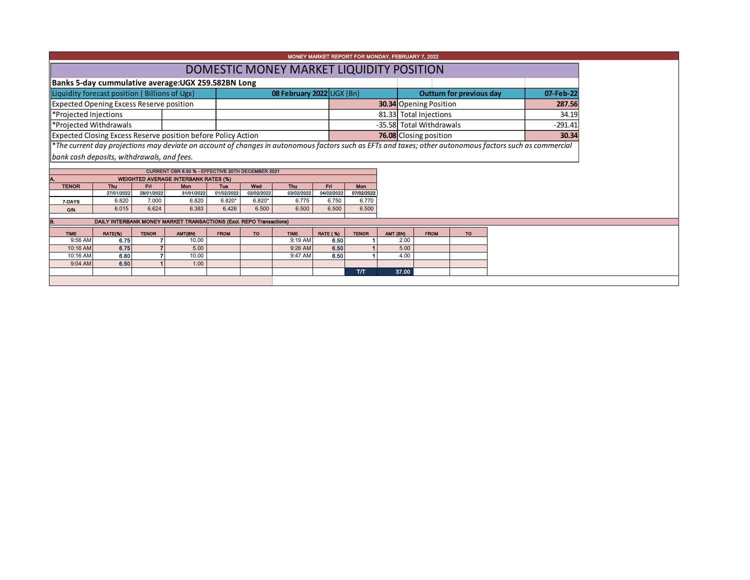MONEY MARKET REPORT FOR MONDAY, FEBRUARY 7, 2022

# DOMESTIC MONEY MARKET LIQUIDITY POSITION

**Banks 5-day cummulative average:UGX 259.582BN Long**

| Liquidity forecast position ( Billions of Ugx) | 08 February 2022 UGX (Bn) | Outturn for previous day | 07-Feb-22 |
|---|---|---|---|
| Expected Opening Excess Reserve position | **30.34** | Opening Position | **287.56** |
| *Projected Injections | 81.33 | Total Injections | 34.19 |
| *Projected Withdrawals | -35.58 | Total Withdrawals | -291.41 |
| Expected Closing Excess Reserve position before Policy Action | **76.08** | Closing position | **30.34** |

*\*The current day projections may deviate on account of changes in autonomous factors such as EFTs and taxes; other autonomous factors such as commercial bank cash deposits, withdrawals, and fees.*

CURRENT CBR 6.50 % - EFFECTIVE 20TH DECEMBER 2021

**A. WEIGHTED AVERAGE INTERBANK RATES (%)**

| TENOR | Thu | Fri | Mon | Tue | Wed | Thu | Fri | Mon |
|---|---|---|---|---|---|---|---|---|
| | 27/01/2022 | 28/01/2022 | 31/01/2022 | 01/02/2022 | 02/02/2022 | 03/02/2022 | 04/02/2022 | 07/02/2022 |
| 7-DAYS | 6.820 | 7.000 | 6.820 | 6.820* | 6.820* | 6.775 | 6.750 | 6.770 |
| O/N | 6.015 | 6.624 | 6.383 | 6.426 | 6.500 | 6.500 | 6.500 | 6.500 |

**B. DAILY INTERBANK MONEY MARKET TRANSACTIONS (Excl. REPO Transactions)**

| TIME | RATE(%) | TENOR | AMT(BN) | FROM | TO | TIME | RATE ( %) | TENOR | AMT (BN) | FROM | TO |
|---|---|---|---|---|---|---|---|---|---|---|---|
| 9:56 AM | 6.75 | 7 | 10.00 | | | 9:19 AM | 6.50 | 1 | 2.00 | | |
| 10:16 AM | 6.75 | 7 | 5.00 | | | 9:26 AM | 6.50 | 1 | 5.00 | | |
| 10:16 AM | 6.80 | 7 | 10.00 | | | 9:47 AM | 6.50 | 1 | 4.00 | | |
| 9:04 AM | 6.50 | 1 | 1.00 | | | | | | | | |
| | | | | | | | | T/T | 37.00 | | |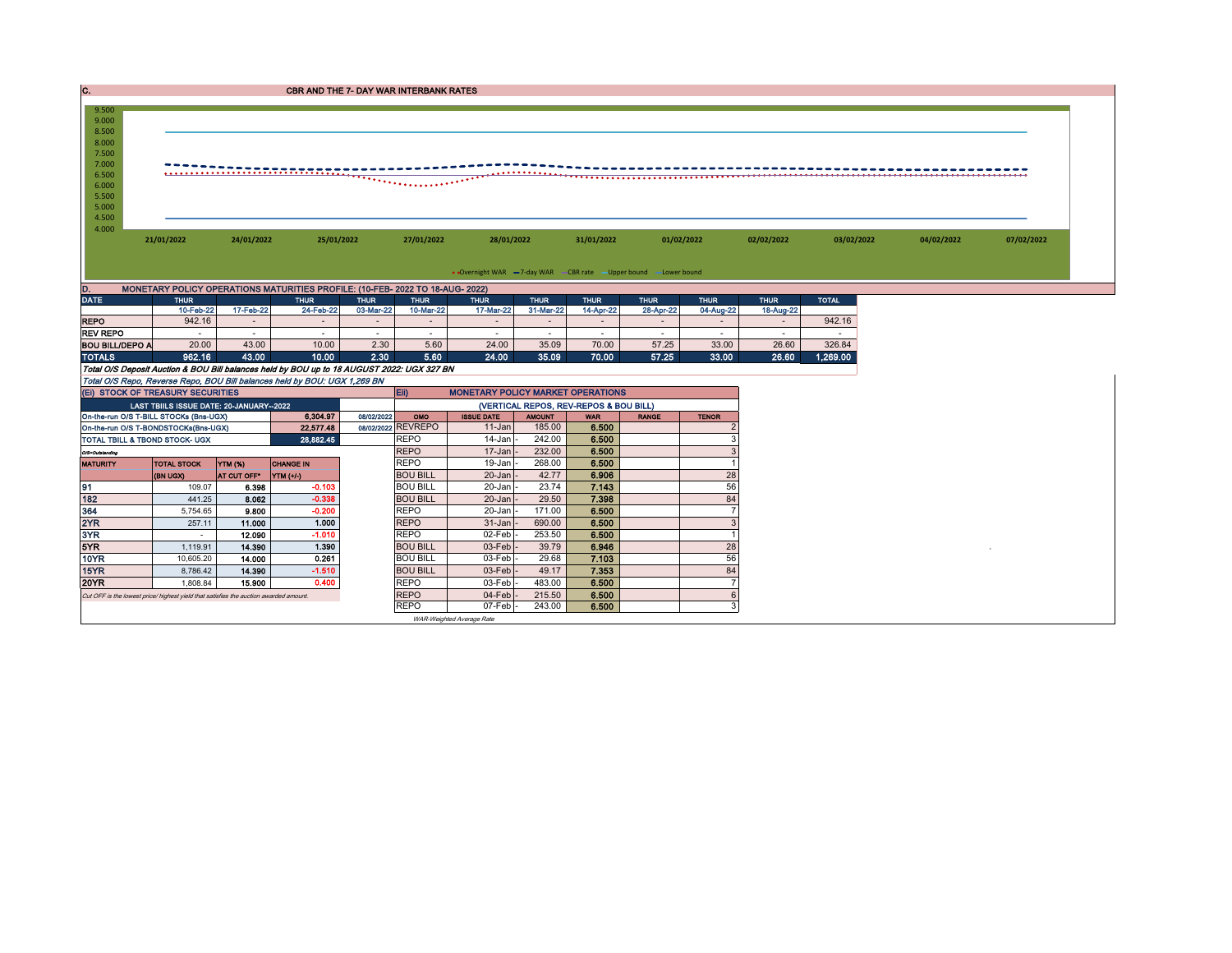## C. CBR AND THE 7- DAY WAR INTERBANK RATES

9.500
9.000
8.500
8.000
7.500
7.000
6.500
6.000
5.500
5.000
4.500
4.000

21/01/2022 24/01/2022 25/01/2022 27/01/2022 28/01/2022 31/01/2022 01/02/2022 02/02/2022 03/02/2022 04/02/2022 07/02/2022

Overnight WAR — 7-day WAR — CBR rate — Upper bound — Lower bound

## D. MONETARY POLICY OPERATIONS MATURITIES PROFILE: (10-FEB- 2022 TO 18-AUG- 2022)

| DATE | THUR | THUR | THUR | THUR | THUR | THUR | THUR | THUR | THUR | THUR | THUR | TOTAL |
|---|---|---|---|---|---|---|---|---|---|---|---|---|
| | 10-Feb-22 | 17-Feb-22 | 24-Feb-22 | 03-Mar-22 | 10-Mar-22 | 17-Mar-22 | 31-Mar-22 | 14-Apr-22 | 28-Apr-22 | 04-Aug-22 | 18-Aug-22 | |
| REPO | 942.16 | - | - | - | - | - | - | - | - | - | - | 942.16 |
| REV REPO | - | - | - | - | - | - | - | - | - | - | - | - |
| BOU BILL/DEPO A | 20.00 | 43.00 | 10.00 | 2.30 | 5.60 | 24.00 | 35.09 | 70.00 | 57.25 | 33.00 | 26.60 | 326.84 |
| TOTALS | 962.16 | 43.00 | 10.00 | 2.30 | 5.60 | 24.00 | 35.09 | 70.00 | 57.25 | 33.00 | 26.60 | 1,269.00 |

*Total O/S Deposit Auction & BOU Bill balances held by BOU up to 18 AUGUST 2022: UGX 327 BN*

*Total O/S Repo, Reverse Repo, BOU Bill balances held by BOU: UGX 1,269 BN*

### (Ei) STOCK OF TREASURY SECURITIES

| LAST TBIILS ISSUE DATE: 20-JANUARY--2022 | | |
|---|---|---|
| On-the-run O/S T-BILL STOCKs (Bns-UGX) | 6,304.97 | 08/02/2022 |
| On-the-run O/S T-BONDSTOCKs(Bns-UGX) | 22,577.48 | 08/02/2022 |
| TOTAL TBILL & TBOND STOCK- UGX | 28,882.45 | |

*O/S=Outstanding*

| MATURITY | TOTAL STOCK (BN UGX) | YTM (%) AT CUT OFF* | CHANGE IN YTM (+/-) |
|---|---|---|---|
| 91 | 109.07 | 6.398 | -0.103 |
| 182 | 441.25 | 8.062 | -0.338 |
| 364 | 5,754.65 | 9.800 | -0.200 |
| 2YR | 257.11 | 11.000 | 1.000 |
| 3YR | - | 12.090 | -1.010 |
| 5YR | 1,119.91 | 14.390 | 1.390 |
| 10YR | 10,605.20 | 14.000 | 0.261 |
| 15YR | 8,786.42 | 14.390 | -1.510 |
| 20YR | 1,808.84 | 15.900 | 0.400 |

*Cut OFF is the lowest price/ highest yield that satisfies the auction awarded amount.*

### Eii) MONETARY POLICY MARKET OPERATIONS

(VERTICAL REPOS, REV-REPOS & BOU BILL)

| OMO | ISSUE DATE | AMOUNT | WAR | RANGE | TENOR |
|---|---|---|---|---|---|
| REVREPO | 11-Jan | 185.00 | 6.500 | | 2 |
| REPO | 14-Jan | 242.00 | 6.500 | | 3 |
| REPO | 17-Jan | 232.00 | 6.500 | | 3 |
| REPO | 19-Jan | 268.00 | 6.500 | | 1 |
| BOU BILL | 20-Jan | 42.77 | 6.906 | | 28 |
| BOU BILL | 20-Jan | 23.74 | 7.143 | | 56 |
| BOU BILL | 20-Jan | 29.50 | 7.398 | | 84 |
| REPO | 20-Jan | 171.00 | 6.500 | | 7 |
| REPO | 31-Jan | 690.00 | 6.500 | | 3 |
| REPO | 02-Feb | 253.50 | 6.500 | | 1 |
| BOU BILL | 03-Feb | 39.79 | 6.946 | | 28 |
| BOU BILL | 03-Feb | 29.68 | 7.103 | | 56 |
| BOU BILL | 03-Feb | 49.17 | 7.353 | | 84 |
| REPO | 03-Feb | 483.00 | 6.500 | | 7 |
| REPO | 04-Feb | 215.50 | 6.500 | | 6 |
| REPO | 07-Feb | 243.00 | 6.500 | | 3 |

*WAR-Weighted Average Rate*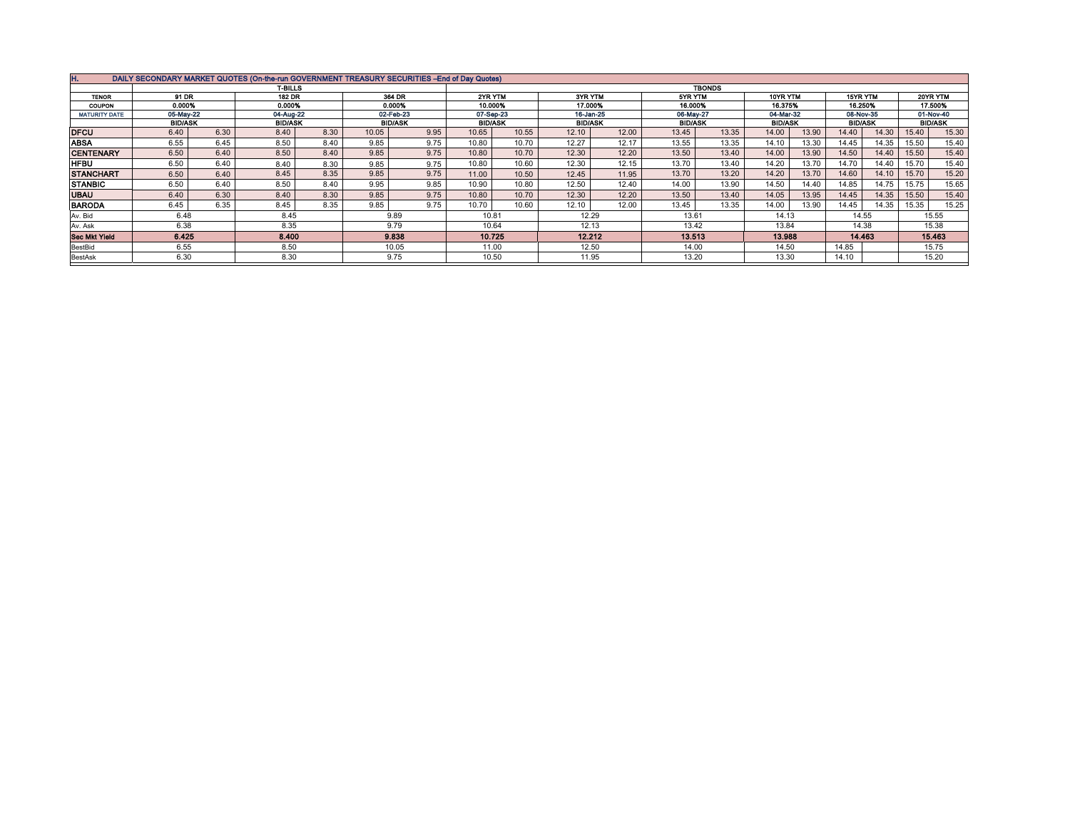## H. DAILY SECONDARY MARKET QUOTES (On-the-run GOVERNMENT TREASURY SECURITIES –End of Day Quotes)

| | T-BILLS | | | | | | TBONDS | | | | | | | | | | | |
|---|---|---|---|---|---|---|---|---|---|---|---|---|---|---|---|---|---|---|
| **TENOR** | **91 DR** | | **182 DR** | | **364 DR** | | **2YR YTM** | | **3YR YTM** | | **5YR YTM** | | **10YR YTM** | | **15YR YTM** | | **20YR YTM** | |
| **COUPON** | **0.000%** | | **0.000%** | | **0.000%** | | **10.000%** | | **17.000%** | | **16.000%** | | **16.375%** | | **16.250%** | | **17.500%** | |
| MATURITY DATE | **05-May-22** | | **04-Aug-22** | | **02-Feb-23** | | **07-Sep-23** | | **16-Jan-25** | | **06-May-27** | | **04-Mar-32** | | **08-Nov-35** | | **01-Nov-40** | |
| | **BID/ASK** | | **BID/ASK** | | **BID/ASK** | | **BID/ASK** | | **BID/ASK** | | **BID/ASK** | | **BID/ASK** | | **BID/ASK** | | **BID/ASK** | |
| **DFCU** | 6.40 | 6.30 | 8.40 | 8.30 | 10.05 | 9.95 | 10.65 | 10.55 | 12.10 | 12.00 | 13.45 | 13.35 | 14.00 | 13.90 | 14.40 | 14.30 | 15.40 | 15.30 |
| **ABSA** | 6.55 | 6.45 | 8.50 | 8.40 | 9.85 | 9.75 | 10.80 | 10.70 | 12.27 | 12.17 | 13.55 | 13.35 | 14.10 | 13.30 | 14.45 | 14.35 | 15.50 | 15.40 |
| **CENTENARY** | 6.50 | 6.40 | 8.50 | 8.40 | 9.85 | 9.75 | 10.80 | 10.70 | 12.30 | 12.20 | 13.50 | 13.40 | 14.00 | 13.90 | 14.50 | 14.40 | 15.50 | 15.40 |
| **HFBU** | 6.50 | 6.40 | 8.40 | 8.30 | 9.85 | 9.75 | 10.80 | 10.60 | 12.30 | 12.15 | 13.70 | 13.40 | 14.20 | 13.70 | 14.70 | 14.40 | 15.70 | 15.40 |
| **STANCHART** | 6.50 | 6.40 | 8.45 | 8.35 | 9.85 | 9.75 | 11.00 | 10.50 | 12.45 | 11.95 | 13.70 | 13.20 | 14.20 | 13.70 | 14.60 | 14.10 | 15.70 | 15.20 |
| **STANBIC** | 6.50 | 6.40 | 8.50 | 8.40 | 9.95 | 9.85 | 10.90 | 10.80 | 12.50 | 12.40 | 14.00 | 13.90 | 14.50 | 14.40 | 14.85 | 14.75 | 15.75 | 15.65 |
| **UBAU** | 6.40 | 6.30 | 8.40 | 8.30 | 9.85 | 9.75 | 10.80 | 10.70 | 12.30 | 12.20 | 13.50 | 13.40 | 14.05 | 13.95 | 14.45 | 14.35 | 15.50 | 15.40 |
| **BARODA** | 6.45 | 6.35 | 8.45 | 8.35 | 9.85 | 9.75 | 10.70 | 10.60 | 12.10 | 12.00 | 13.45 | 13.35 | 14.00 | 13.90 | 14.45 | 14.35 | 15.35 | 15.25 |
| Av. Bid | 6.48 | | 8.45 | | 9.89 | | 10.81 | | 12.29 | | 13.61 | | 14.13 | | 14.55 | | 15.55 | |
| Av. Ask | 6.38 | | 8.35 | | 9.79 | | 10.64 | | 12.13 | | 13.42 | | 13.84 | | 14.38 | | 15.38 | |
| **Sec Mkt Yield** | **6.425** | | **8.400** | | **9.838** | | **10.725** | | **12.212** | | **13.513** | | **13.988** | | **14.463** | | **15.463** | |
| BestBid | 6.55 | | 8.50 | | 10.05 | | 11.00 | | 12.50 | | 14.00 | | 14.50 | | 14.85 | | 15.75 | |
| BestAsk | 6.30 | | 8.30 | | 9.75 | | 10.50 | | 11.95 | | 13.20 | | 13.30 | | 14.10 | | 15.20 | |